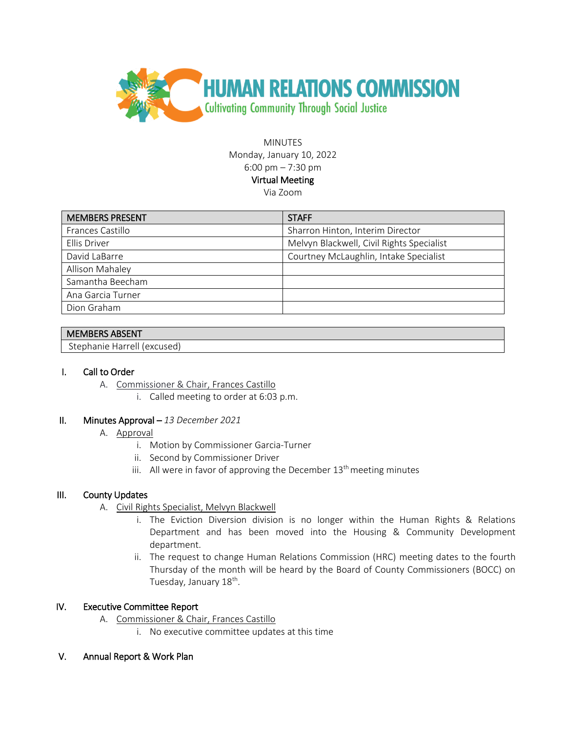# HUMAN RELATIONS COMMISSION

Cultivating Community Through Social Justice

MINUTES
Monday, January 10, 2022
6:00 pm – 7:30 pm
**Virtual Meeting**
Via Zoom

| MEMBERS PRESENT | STAFF |
|---|---|
| Frances Castillo | Sharron Hinton, Interim Director |
| Ellis Driver | Melvyn Blackwell, Civil Rights Specialist |
| David LaBarre | Courtney McLaughlin, Intake Specialist |
| Allison Mahaley | |
| Samantha Beecham | |
| Ana Garcia Turner | |
| Dion Graham | |

| MEMBERS ABSENT |
|---|
| Stephanie Harrell (excused) |

I. Call to Order
   - A. Commissioner & Chair, Frances Castillo
     - i. Called meeting to order at 6:03 p.m.

II. Minutes Approval – *13 December 2021*
   - A. Approval
     - i. Motion by Commissioner Garcia-Turner
     - ii. Second by Commissioner Driver
     - iii. All were in favor of approving the December 13th meeting minutes

III. County Updates
   - A. Civil Rights Specialist, Melvyn Blackwell
     - i. The Eviction Diversion division is no longer within the Human Rights & Relations Department and has been moved into the Housing & Community Development department.
     - ii. The request to change Human Relations Commission (HRC) meeting dates to the fourth Thursday of the month will be heard by the Board of County Commissioners (BOCC) on Tuesday, January 18th.

IV. Executive Committee Report
   - A. Commissioner & Chair, Frances Castillo
     - i. No executive committee updates at this time

V. Annual Report & Work Plan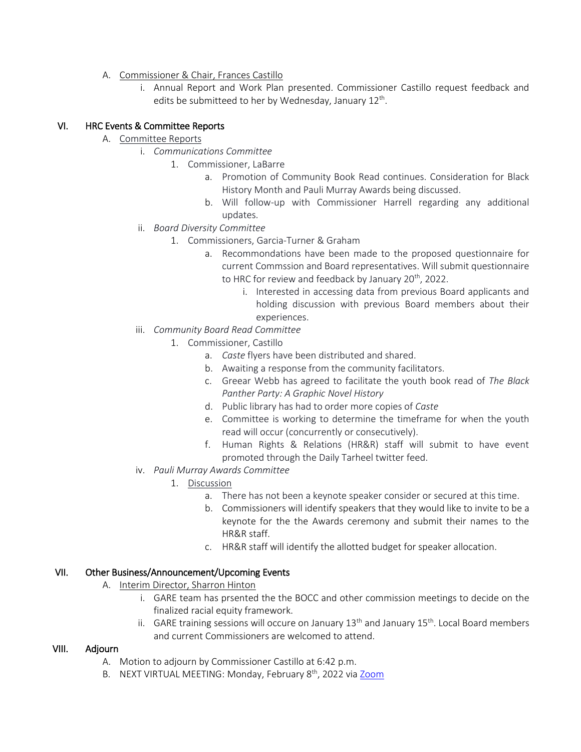A. Commissioner & Chair, Frances Castillo
    i. Annual Report and Work Plan presented. Commissioner Castillo request feedback and edits be submitteed to her by Wednesday, January 12th.

VI. HRC Events & Committee Reports

A. Committee Reports
    i. *Communications Committee*
        1. Commissioner, LaBarre
            a. Promotion of Community Book Read continues. Consideration for Black History Month and Pauli Murray Awards being discussed.
            b. Will follow-up with Commissioner Harrell regarding any additional updates.
    ii. *Board Diversity Committee*
        1. Commissioners, Garcia-Turner & Graham
            a. Recommondations have been made to the proposed questionnaire for current Commssion and Board representatives. Will submit questionnaire to HRC for review and feedback by January 20th, 2022.
                i. Interested in accessing data from previous Board applicants and holding discussion with previous Board members about their experiences.
    iii. *Community Board Read Committee*
        1. Commissioner, Castillo
            a. *Caste* flyers have been distributed and shared.
            b. Awaiting a response from the community facilitators.
            c. Greear Webb has agreed to facilitate the youth book read of *The Black Panther Party: A Graphic Novel History*
            d. Public library has had to order more copies of *Caste*
            e. Committee is working to determine the timeframe for when the youth read will occur (concurrently or consecutively).
            f. Human Rights & Relations (HR&R) staff will submit to have event promoted through the Daily Tarheel twitter feed.
    iv. *Pauli Murray Awards Committee*
        1. Discussion
            a. There has not been a keynote speaker consider or secured at this time.
            b. Commissioners will identify speakers that they would like to invite to be a keynote for the the Awards ceremony and submit their names to the HR&R staff.
            c. HR&R staff will identify the allotted budget for speaker allocation.

VII. Other Business/Announcement/Upcoming Events

A. Interim Director, Sharron Hinton
    i. GARE team has prsented the the BOCC and other commission meetings to decide on the finalized racial equity framework.
    ii. GARE training sessions will occure on January 13th and January 15th. Local Board members and current Commissioners are welcomed to attend.

VIII. Adjourn

A. Motion to adjourn by Commissioner Castillo at 6:42 p.m.
B. NEXT VIRTUAL MEETING: Monday, February 8th, 2022 via Zoom